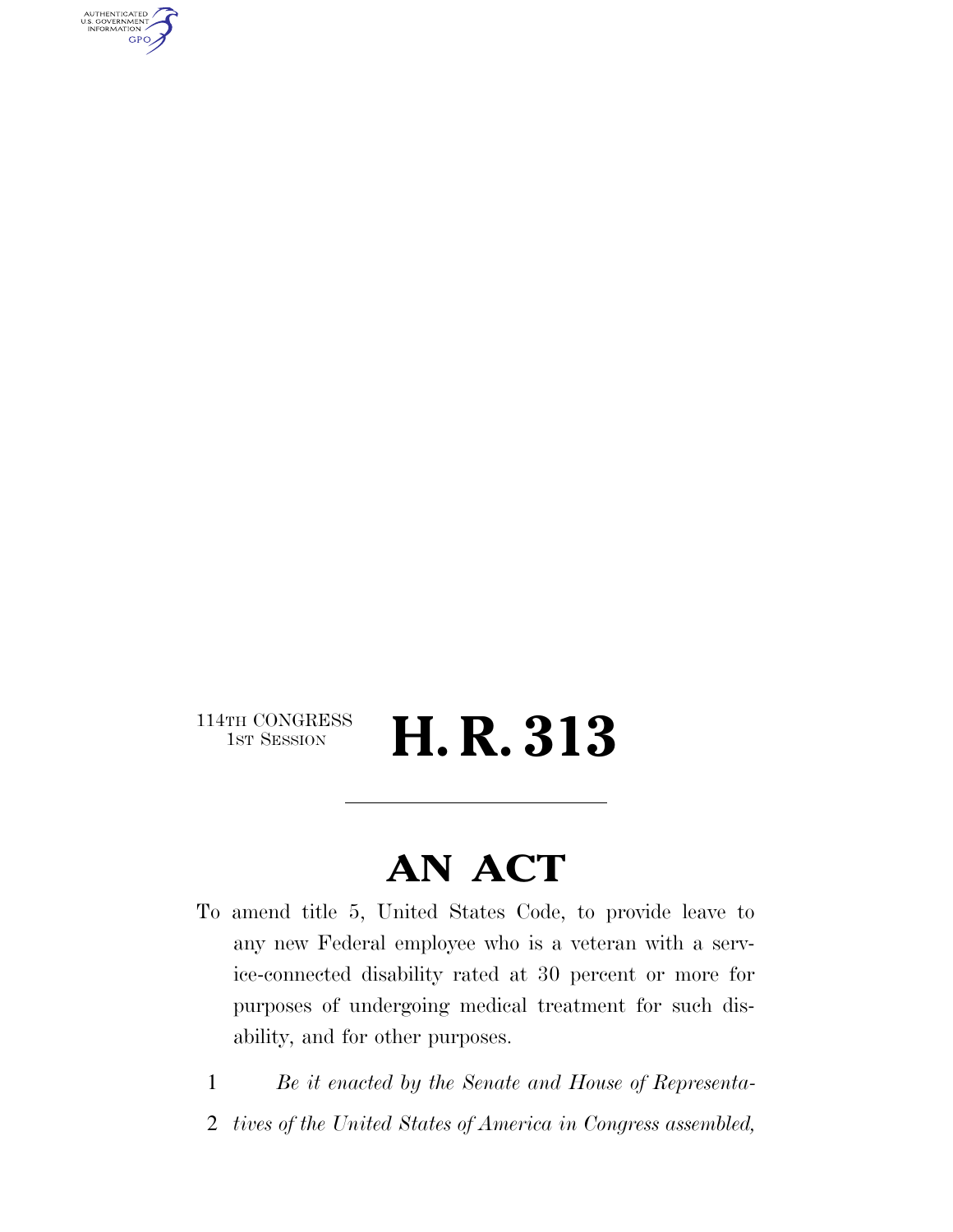114TH CONGRESS
1ST SESSION

# H. R. 313

## AN ACT

To amend title 5, United States Code, to provide leave to any new Federal employee who is a veteran with a service-connected disability rated at 30 percent or more for purposes of undergoing medical treatment for such disability, and for other purposes.

1 *Be it enacted by the Senate and House of Representa-*
2 *tives of the United States of America in Congress assembled,*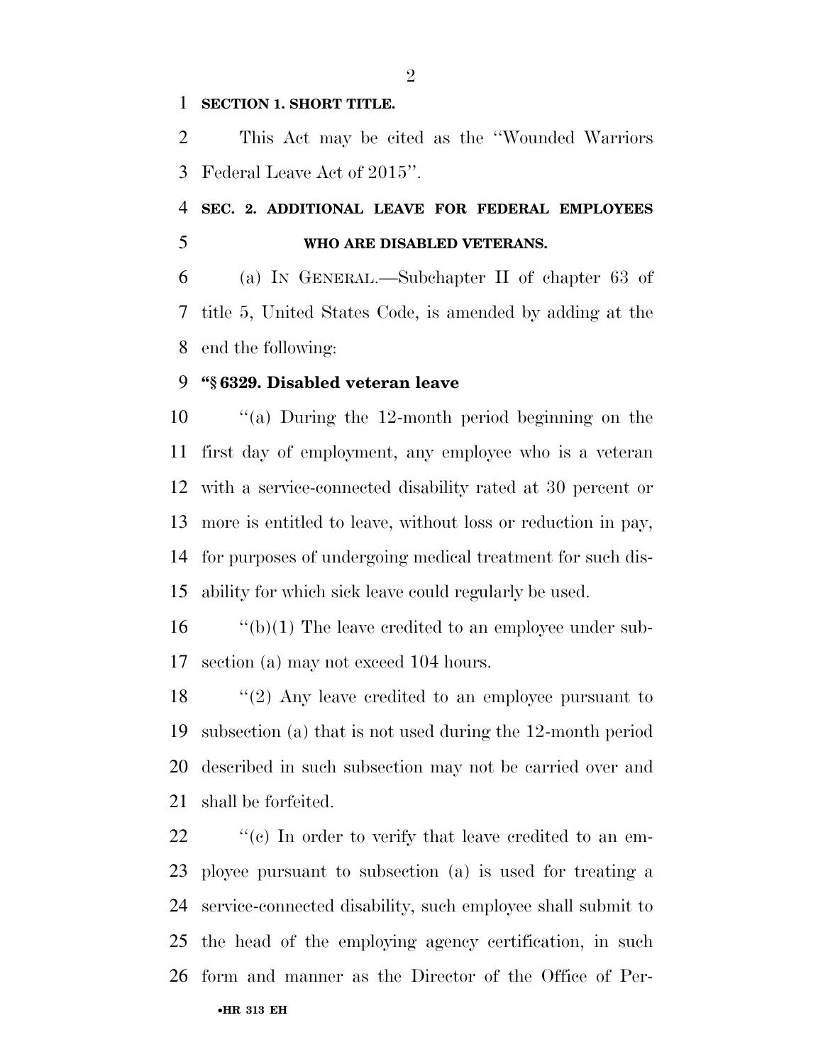**SECTION 1. SHORT TITLE.**

This Act may be cited as the ''Wounded Warriors Federal Leave Act of 2015''.

**SEC. 2. ADDITIONAL LEAVE FOR FEDERAL EMPLOYEES WHO ARE DISABLED VETERANS.**

(a) IN GENERAL.—Subchapter II of chapter 63 of title 5, United States Code, is amended by adding at the end the following:

**''§ 6329. Disabled veteran leave**

''(a) During the 12-month period beginning on the first day of employment, any employee who is a veteran with a service-connected disability rated at 30 percent or more is entitled to leave, without loss or reduction in pay, for purposes of undergoing medical treatment for such disability for which sick leave could regularly be used.

''(b)(1) The leave credited to an employee under subsection (a) may not exceed 104 hours.

''(2) Any leave credited to an employee pursuant to subsection (a) that is not used during the 12-month period described in such subsection may not be carried over and shall be forfeited.

''(c) In order to verify that leave credited to an employee pursuant to subsection (a) is used for treating a service-connected disability, such employee shall submit to the head of the employing agency certification, in such form and manner as the Director of the Office of Per-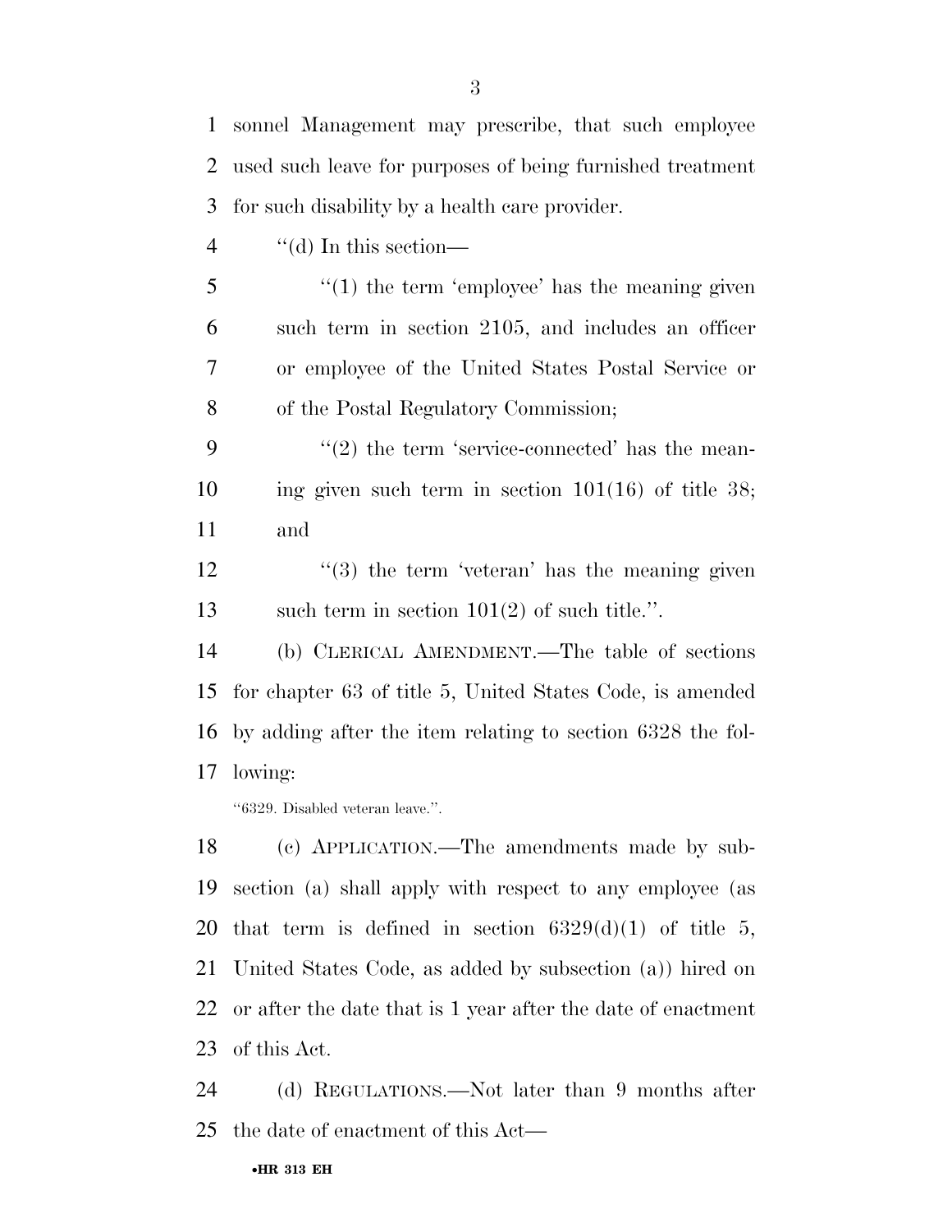sonnel Management may prescribe, that such employee used such leave for purposes of being furnished treatment for such disability by a health care provider.

"(d) In this section—

"(1) the term 'employee' has the meaning given such term in section 2105, and includes an officer or employee of the United States Postal Service or of the Postal Regulatory Commission;

"(2) the term 'service-connected' has the meaning given such term in section 101(16) of title 38; and

"(3) the term 'veteran' has the meaning given such term in section 101(2) of such title.".

(b) CLERICAL AMENDMENT.—The table of sections for chapter 63 of title 5, United States Code, is amended by adding after the item relating to section 6328 the following:

"6329. Disabled veteran leave.".

(c) APPLICATION.—The amendments made by subsection (a) shall apply with respect to any employee (as that term is defined in section 6329(d)(1) of title 5, United States Code, as added by subsection (a)) hired on or after the date that is 1 year after the date of enactment of this Act.

(d) REGULATIONS.—Not later than 9 months after the date of enactment of this Act—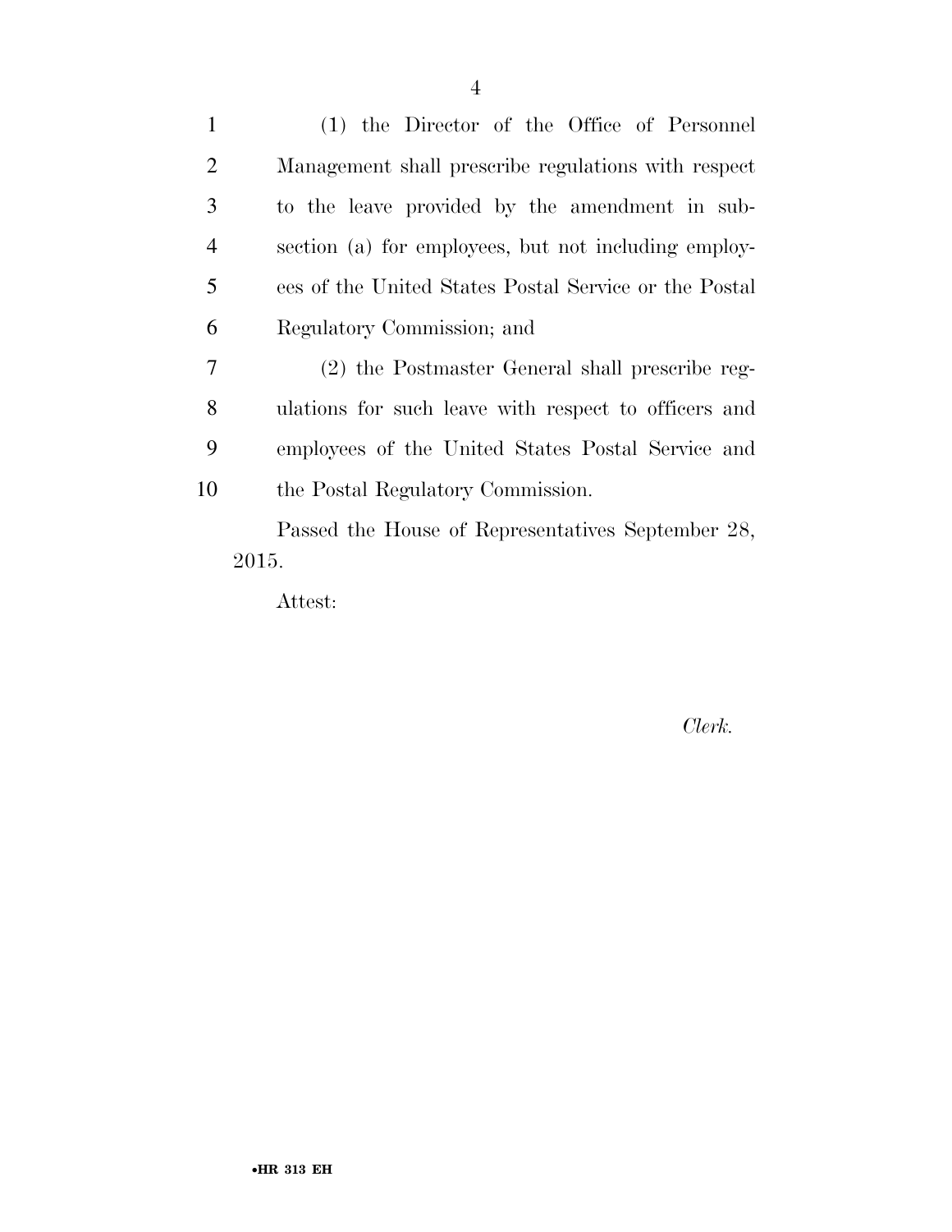(1) the Director of the Office of Personnel Management shall prescribe regulations with respect to the leave provided by the amendment in subsection (a) for employees, but not including employees of the United States Postal Service or the Postal Regulatory Commission; and

(2) the Postmaster General shall prescribe regulations for such leave with respect to officers and employees of the United States Postal Service and the Postal Regulatory Commission.

Passed the House of Representatives September 28, 2015.

Attest:

*Clerk.*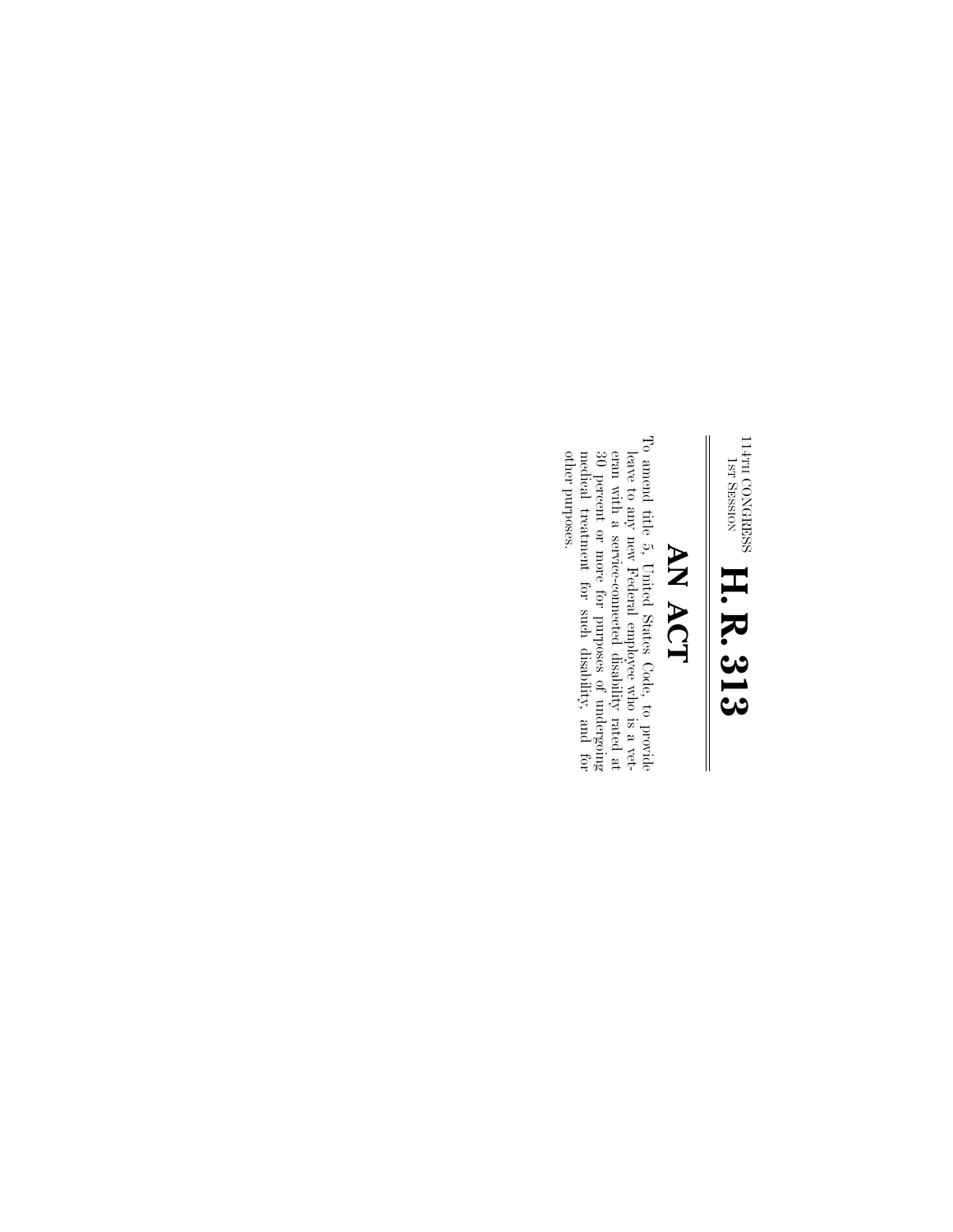114TH CONGRESS
1ST SESSION

# H. R. 313

---

# AN ACT

To amend title 5, United States Code, to provide leave to any new Federal employee who is a veteran with a service-connected disability rated at 30 percent or more for purposes of undergoing medical treatment for such disability, and for other purposes.